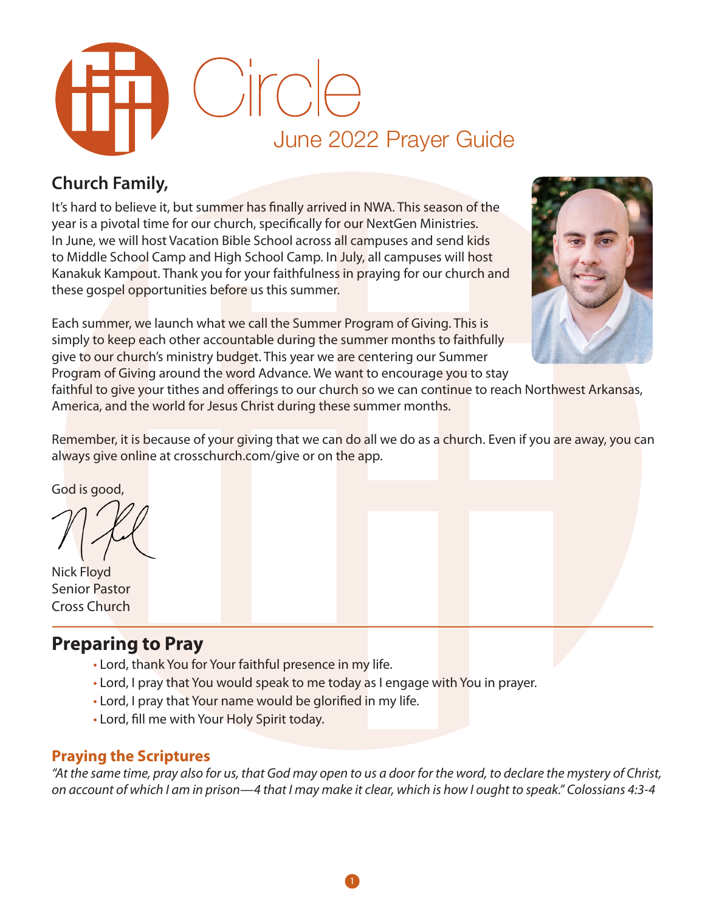# Circle

## June 2022 Prayer Guide

### Church Family,

It's hard to believe it, but summer has finally arrived in NWA. This season of the year is a pivotal time for our church, specifically for our NextGen Ministries. In June, we will host Vacation Bible School across all campuses and send kids to Middle School Camp and High School Camp. In July, all campuses will host Kanakuk Kampout. Thank you for your faithfulness in praying for our church and these gospel opportunities before us this summer.

Each summer, we launch what we call the Summer Program of Giving. This is simply to keep each other accountable during the summer months to faithfully give to our church's ministry budget. This year we are centering our Summer Program of Giving around the word Advance. We want to encourage you to stay faithful to give your tithes and offerings to our church so we can continue to reach Northwest Arkansas, America, and the world for Jesus Christ during these summer months.

Remember, it is because of your giving that we can do all we do as a church. Even if you are away, you can always give online at crosschurch.com/give or on the app.

God is good,

Nick Floyd
Senior Pastor
Cross Church

---

## Preparing to Pray

- Lord, thank You for Your faithful presence in my life.
- Lord, I pray that You would speak to me today as I engage with You in prayer.
- Lord, I pray that Your name would be glorified in my life.
- Lord, fill me with Your Holy Spirit today.

### Praying the Scriptures

*"At the same time, pray also for us, that God may open to us a door for the word, to declare the mystery of Christ, on account of which I am in prison—4 that I may make it clear, which is how I ought to speak." Colossians 4:3-4*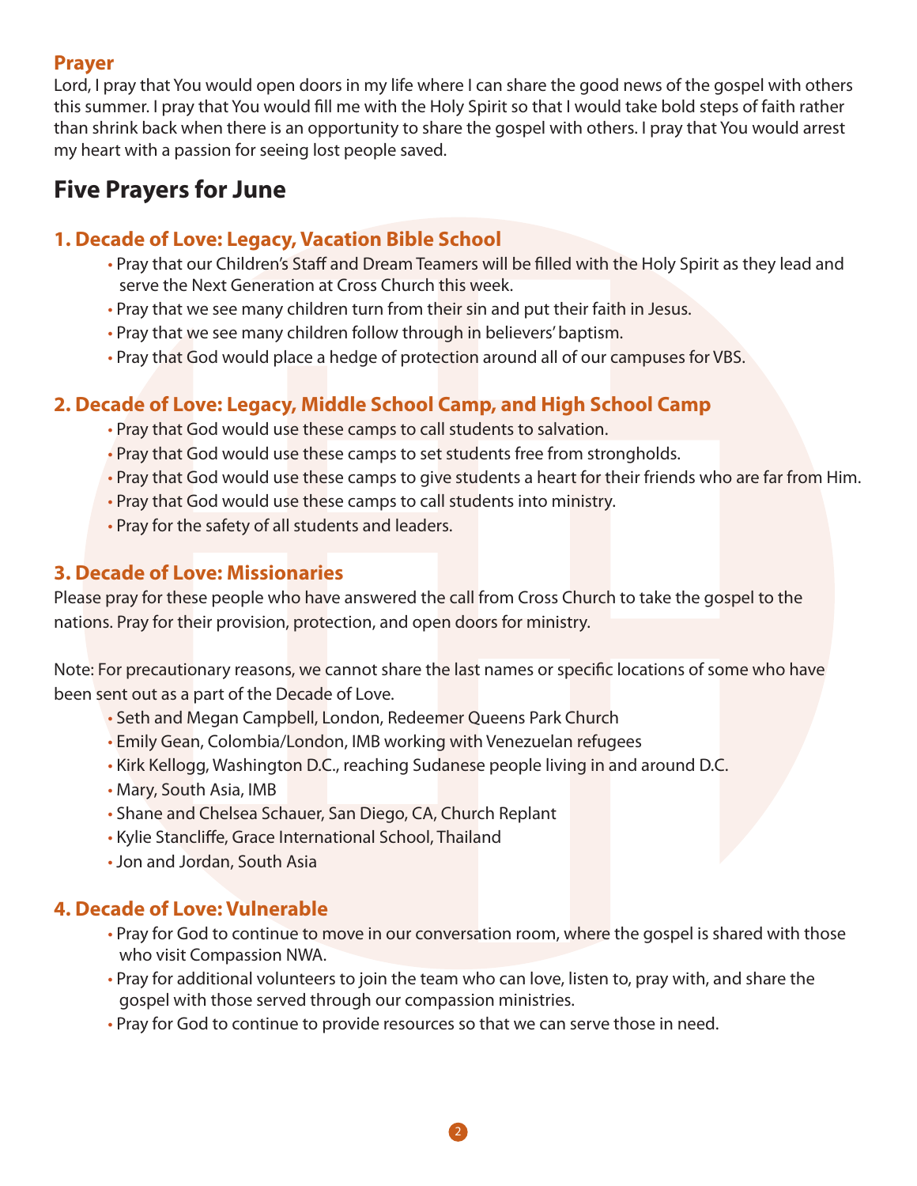### Prayer

Lord, I pray that You would open doors in my life where I can share the good news of the gospel with others this summer. I pray that You would fill me with the Holy Spirit so that I would take bold steps of faith rather than shrink back when there is an opportunity to share the gospel with others. I pray that You would arrest my heart with a passion for seeing lost people saved.

## Five Prayers for June

### 1. Decade of Love: Legacy, Vacation Bible School

- Pray that our Children's Staff and Dream Teamers will be filled with the Holy Spirit as they lead and serve the Next Generation at Cross Church this week.
- Pray that we see many children turn from their sin and put their faith in Jesus.
- Pray that we see many children follow through in believers' baptism.
- Pray that God would place a hedge of protection around all of our campuses for VBS.

### 2. Decade of Love: Legacy, Middle School Camp, and High School Camp

- Pray that God would use these camps to call students to salvation.
- Pray that God would use these camps to set students free from strongholds.
- Pray that God would use these camps to give students a heart for their friends who are far from Him.
- Pray that God would use these camps to call students into ministry.
- Pray for the safety of all students and leaders.

### 3. Decade of Love: Missionaries

Please pray for these people who have answered the call from Cross Church to take the gospel to the nations. Pray for their provision, protection, and open doors for ministry.

Note: For precautionary reasons, we cannot share the last names or specific locations of some who have been sent out as a part of the Decade of Love.

- Seth and Megan Campbell, London, Redeemer Queens Park Church
- Emily Gean, Colombia/London, IMB working with Venezuelan refugees
- Kirk Kellogg, Washington D.C., reaching Sudanese people living in and around D.C.
- Mary, South Asia, IMB
- Shane and Chelsea Schauer, San Diego, CA, Church Replant
- Kylie Stancliffe, Grace International School, Thailand
- Jon and Jordan, South Asia

### 4. Decade of Love: Vulnerable

- Pray for God to continue to move in our conversation room, where the gospel is shared with those who visit Compassion NWA.
- Pray for additional volunteers to join the team who can love, listen to, pray with, and share the gospel with those served through our compassion ministries.
- Pray for God to continue to provide resources so that we can serve those in need.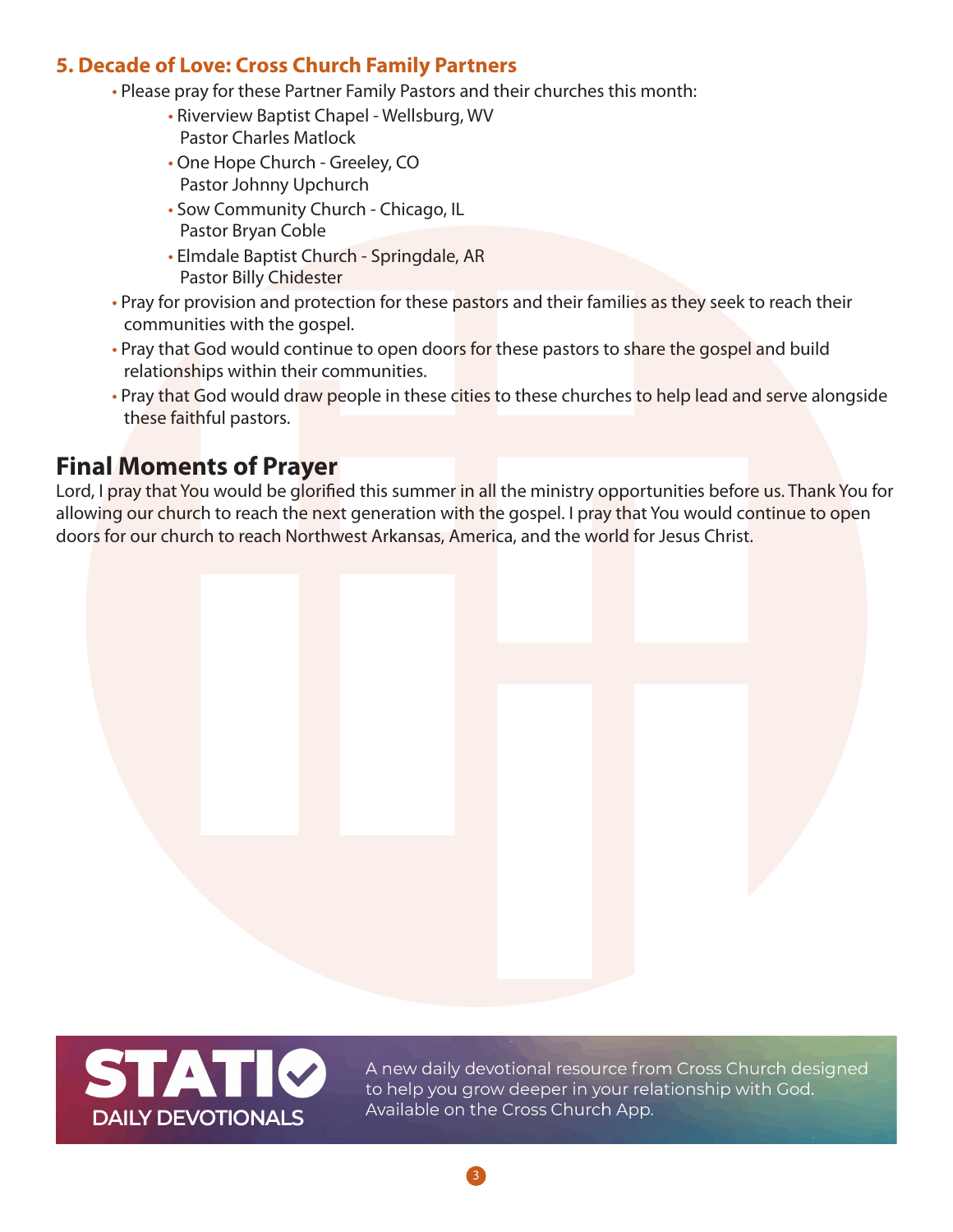## 5. Decade of Love: Cross Church Family Partners

- Please pray for these Partner Family Pastors and their churches this month:
  - Riverview Baptist Chapel - Wellsburg, WV
    Pastor Charles Matlock
  - One Hope Church - Greeley, CO
    Pastor Johnny Upchurch
  - Sow Community Church - Chicago, IL
    Pastor Bryan Coble
  - Elmdale Baptist Church - Springdale, AR
    Pastor Billy Chidester
- Pray for provision and protection for these pastors and their families as they seek to reach their communities with the gospel.
- Pray that God would continue to open doors for these pastors to share the gospel and build relationships within their communities.
- Pray that God would draw people in these cities to these churches to help lead and serve alongside these faithful pastors.

## Final Moments of Prayer

Lord, I pray that You would be glorified this summer in all the ministry opportunities before us. Thank You for allowing our church to reach the next generation with the gospel. I pray that You would continue to open doors for our church to reach Northwest Arkansas, America, and the world for Jesus Christ.

**STATIO**
DAILY DEVOTIONALS

A new daily devotional resource from Cross Church designed to help you grow deeper in your relationship with God. Available on the Cross Church App.